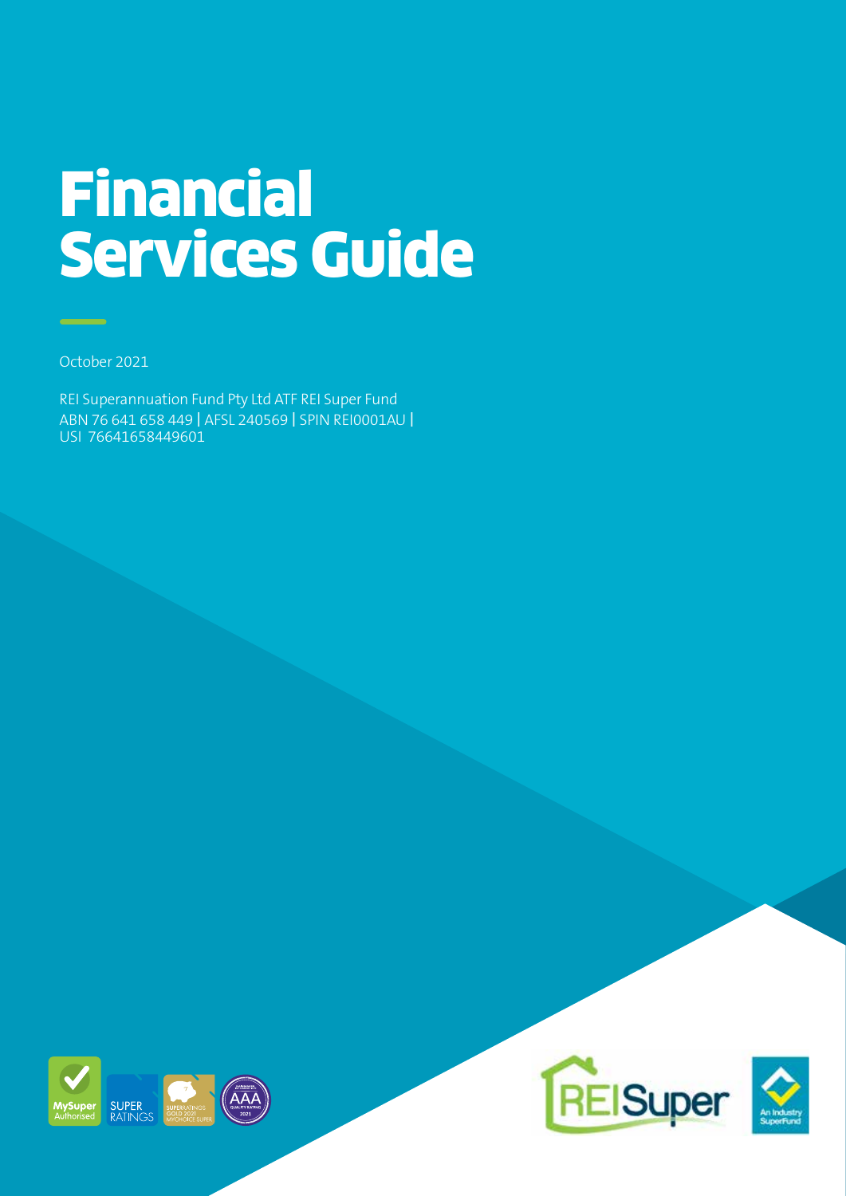# Financial Services Guide

October 2021

REI Superannuation Fund Pty Ltd ATF REI Super Fund
ABN 76 641 658 449 | AFSL 240569 | SPIN REI0001AU | USI 76641658449601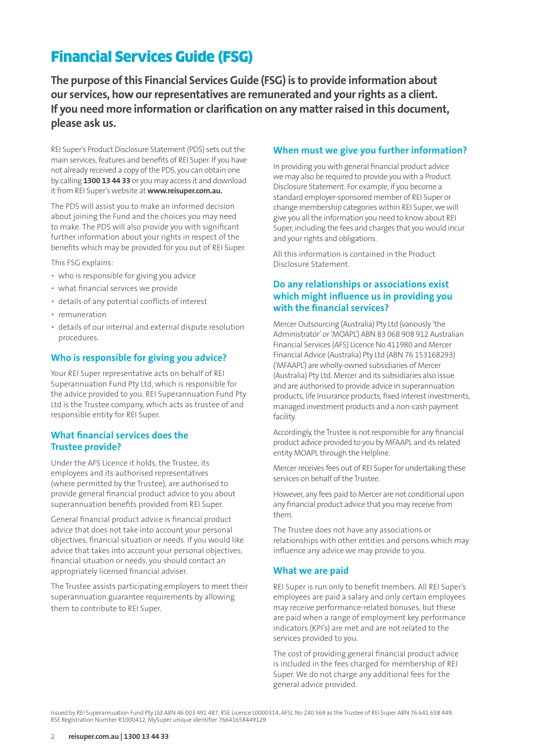# Financial Services Guide (FSG)

**The purpose of this Financial Services Guide (FSG) is to provide information about our services, how our representatives are remunerated and your rights as a client. If you need more information or clarification on any matter raised in this document, please ask us.**

REI Super's Product Disclosure Statement (PDS) sets out the main services, features and benefits of REI Super. If you have not already received a copy of the PDS, you can obtain one by calling **1300 13 44 33** or you may access it and download it from REI Super's website at **www.reisuper.com.au.**

The PDS will assist you to make an informed decision about joining the Fund and the choices you may need to make. The PDS will also provide you with significant further information about your rights in respect of the benefits which may be provided for you out of REI Super.

This FSG explains:

- who is responsible for giving you advice
- what financial services we provide
- details of any potential conflicts of interest
- remuneration
- details of our internal and external dispute resolution procedures.

## Who is responsible for giving you advice?

Your REI Super representative acts on behalf of REI Superannuation Fund Pty Ltd, which is responsible for the advice provided to you. REI Superannuation Fund Pty Ltd is the Trustee company, which acts as trustee of and responsible entity for REI Super.

## What financial services does the Trustee provide?

Under the AFS Licence it holds, the Trustee, its employees and its authorised representatives (where permitted by the Trustee), are authorised to provide general financial product advice to you about superannuation benefits provided from REI Super.

General financial product advice is financial product advice that does not take into account your personal objectives, financial situation or needs. If you would like advice that takes into account your personal objectives, financial situation or needs, you should contact an appropriately licensed financial adviser.

The Trustee assists participating employers to meet their superannuation guarantee requirements by allowing them to contribute to REI Super.

## When must we give you further information?

In providing you with general financial product advice we may also be required to provide you with a Product Disclosure Statement. For example, if you become a standard employer-sponsored member of REI Super or change membership categories within REI Super, we will give you all the information you need to know about REI Super, including the fees and charges that you would incur and your rights and obligations.

All this information is contained in the Product Disclosure Statement.

## Do any relationships or associations exist which might influence us in providing you with the financial services?

Mercer Outsourcing (Australia) Pty Ltd (variously 'the Administrator' or 'MOAPL') ABN 83 068 908 912 Australian Financial Services (AFS) Licence No 411980 and Mercer Financial Advice (Australia) Pty Ltd (ABN 76 153168293) ('MFAAPL') are wholly-owned subsidiaries of Mercer (Australia) Pty Ltd. Mercer and its subsidiaries also issue and are authorised to provide advice in superannuation products, life Insurance products, fixed interest investments, managed investment products and a non-cash payment facility.

Accordingly, the Trustee is not responsible for any financial product advice provided to you by MFAAPL and its related entity MOAPL through the Helpline.

Mercer receives fees out of REI Super for undertaking these services on behalf of the Trustee.

However, any fees paid to Mercer are not conditional upon any financial product advice that you may receive from them.

The Trustee does not have any associations or relationships with other entities and persons which may influence any advice we may provide to you.

## What we are paid

REI Super is run only to benefit members. All REI Super's employees are paid a salary and only certain employees may receive performance-related bonuses, but these are paid when a range of employment key performance indicators (KPI's) are met and are not related to the services provided to you.

The cost of providing general financial product advice is included in the fees charged for membership of REI Super. We do not charge any additional fees for the general advice provided.

Issued by REI Superannuation Fund Pty Ltd ABN 46 003 491 487, RSE Licence L0000314, AFSL No 240 569 as the Trustee of REI Super ABN 76 641 658 449, RSE Registration Number R1000412, MySuper unique identifier 76641658449129.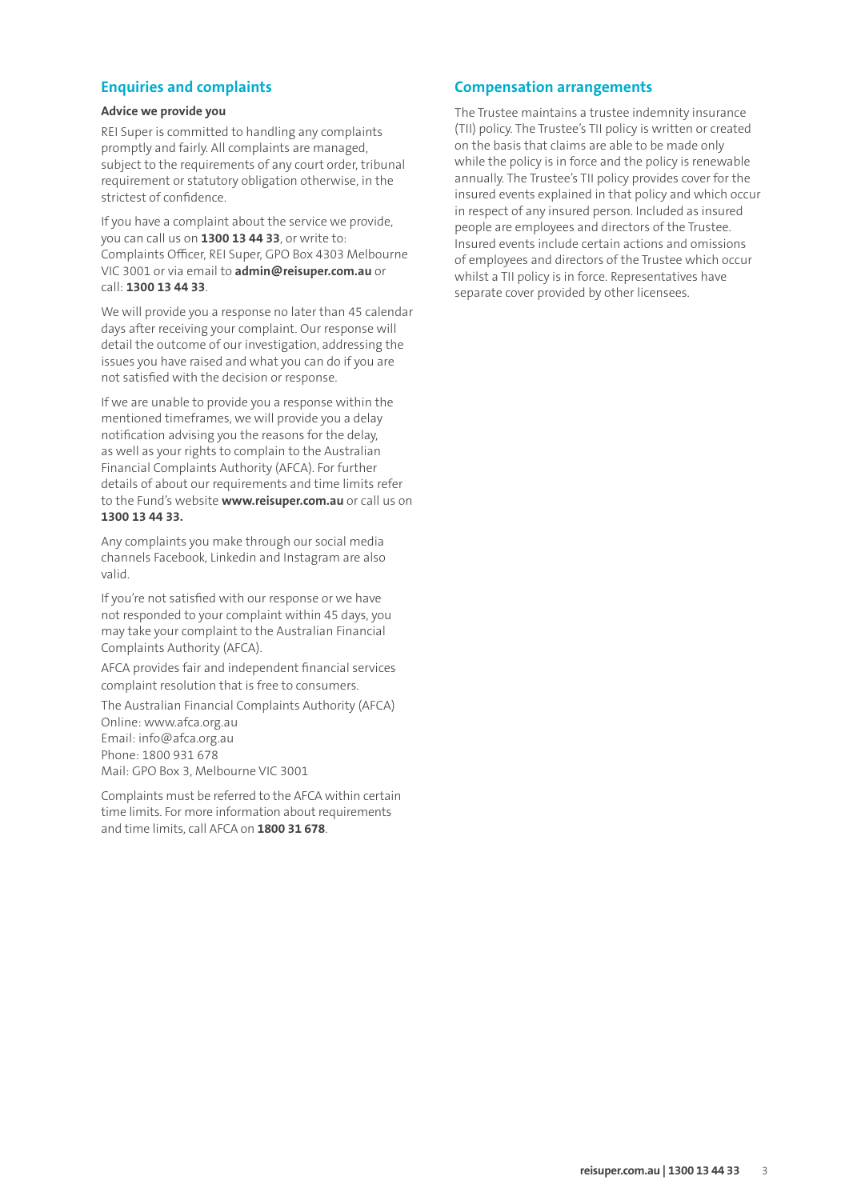## Enquiries and complaints

### Advice we provide you

REI Super is committed to handling any complaints promptly and fairly. All complaints are managed, subject to the requirements of any court order, tribunal requirement or statutory obligation otherwise, in the strictest of confidence.

If you have a complaint about the service we provide, you can call us on **1300 13 44 33**, or write to: Complaints Officer, REI Super, GPO Box 4303 Melbourne VIC 3001 or via email to **admin@reisuper.com.au** or call: **1300 13 44 33**.

We will provide you a response no later than 45 calendar days after receiving your complaint. Our response will detail the outcome of our investigation, addressing the issues you have raised and what you can do if you are not satisfied with the decision or response.

If we are unable to provide you a response within the mentioned timeframes, we will provide you a delay notification advising you the reasons for the delay, as well as your rights to complain to the Australian Financial Complaints Authority (AFCA). For further details of about our requirements and time limits refer to the Fund's website **www.reisuper.com.au** or call us on **1300 13 44 33.**

Any complaints you make through our social media channels Facebook, Linkedin and Instagram are also valid.

If you're not satisfied with our response or we have not responded to your complaint within 45 days, you may take your complaint to the Australian Financial Complaints Authority (AFCA).

AFCA provides fair and independent financial services complaint resolution that is free to consumers.

The Australian Financial Complaints Authority (AFCA)
Online: www.afca.org.au
Email: info@afca.org.au
Phone: 1800 931 678
Mail: GPO Box 3, Melbourne VIC 3001

Complaints must be referred to the AFCA within certain time limits. For more information about requirements and time limits, call AFCA on **1800 31 678**.

## Compensation arrangements

The Trustee maintains a trustee indemnity insurance (TII) policy. The Trustee's TII policy is written or created on the basis that claims are able to be made only while the policy is in force and the policy is renewable annually. The Trustee's TII policy provides cover for the insured events explained in that policy and which occur in respect of any insured person. Included as insured people are employees and directors of the Trustee. Insured events include certain actions and omissions of employees and directors of the Trustee which occur whilst a TII policy is in force. Representatives have separate cover provided by other licensees.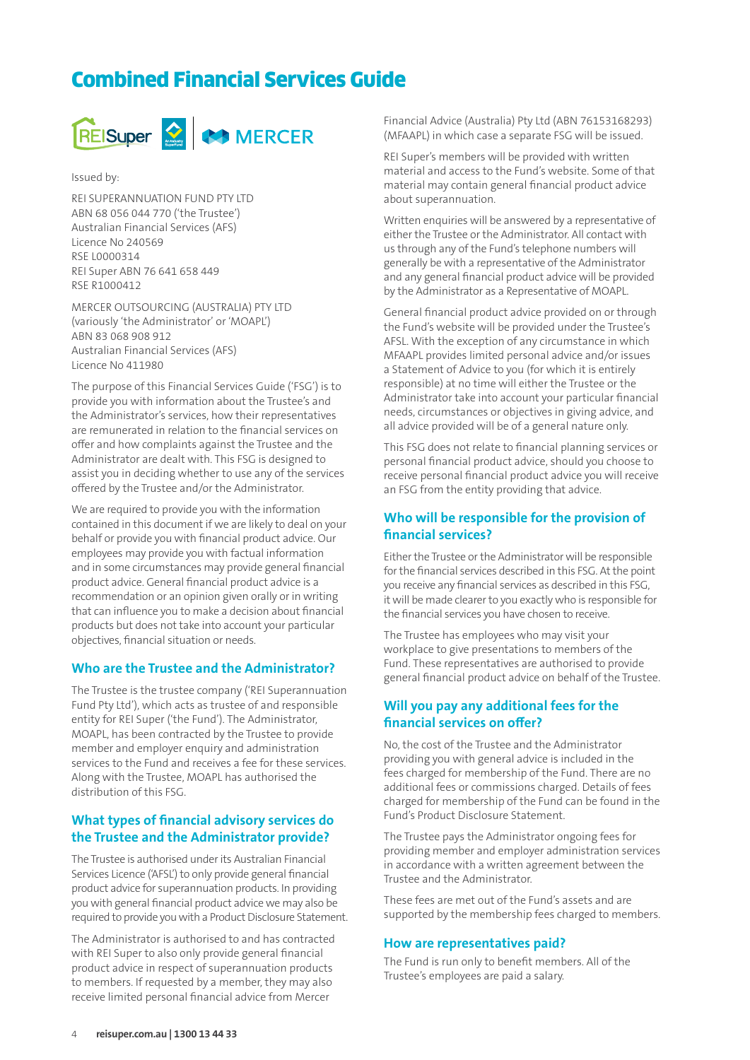# Combined Financial Services Guide

Issued by:

REI SUPERANNUATION FUND PTY LTD
ABN 68 056 044 770 ('the Trustee')
Australian Financial Services (AFS)
Licence No 240569
RSE L0000314
REI Super ABN 76 641 658 449
RSE R1000412

MERCER OUTSOURCING (AUSTRALIA) PTY LTD
(variously 'the Administrator' or 'MOAPL')
ABN 83 068 908 912
Australian Financial Services (AFS)
Licence No 411980

The purpose of this Financial Services Guide ('FSG') is to provide you with information about the Trustee's and the Administrator's services, how their representatives are remunerated in relation to the financial services on offer and how complaints against the Trustee and the Administrator are dealt with. This FSG is designed to assist you in deciding whether to use any of the services offered by the Trustee and/or the Administrator.

We are required to provide you with the information contained in this document if we are likely to deal on your behalf or provide you with financial product advice. Our employees may provide you with factual information and in some circumstances may provide general financial product advice. General financial product advice is a recommendation or an opinion given orally or in writing that can influence you to make a decision about financial products but does not take into account your particular objectives, financial situation or needs.

## Who are the Trustee and the Administrator?

The Trustee is the trustee company ('REI Superannuation Fund Pty Ltd'), which acts as trustee of and responsible entity for REI Super ('the Fund'). The Administrator, MOAPL, has been contracted by the Trustee to provide member and employer enquiry and administration services to the Fund and receives a fee for these services. Along with the Trustee, MOAPL has authorised the distribution of this FSG.

## What types of financial advisory services do the Trustee and the Administrator provide?

The Trustee is authorised under its Australian Financial Services Licence ('AFSL') to only provide general financial product advice for superannuation products. In providing you with general financial product advice we may also be required to provide you with a Product Disclosure Statement.

The Administrator is authorised to and has contracted with REI Super to also only provide general financial product advice in respect of superannuation products to members. If requested by a member, they may also receive limited personal financial advice from Mercer Financial Advice (Australia) Pty Ltd (ABN 76153168293) (MFAAPL) in which case a separate FSG will be issued.

REI Super's members will be provided with written material and access to the Fund's website. Some of that material may contain general financial product advice about superannuation.

Written enquiries will be answered by a representative of either the Trustee or the Administrator. All contact with us through any of the Fund's telephone numbers will generally be with a representative of the Administrator and any general financial product advice will be provided by the Administrator as a Representative of MOAPL.

General financial product advice provided on or through the Fund's website will be provided under the Trustee's AFSL. With the exception of any circumstance in which MFAAPL provides limited personal advice and/or issues a Statement of Advice to you (for which it is entirely responsible) at no time will either the Trustee or the Administrator take into account your particular financial needs, circumstances or objectives in giving advice, and all advice provided will be of a general nature only.

This FSG does not relate to financial planning services or personal financial product advice, should you choose to receive personal financial product advice you will receive an FSG from the entity providing that advice.

## Who will be responsible for the provision of financial services?

Either the Trustee or the Administrator will be responsible for the financial services described in this FSG. At the point you receive any financial services as described in this FSG, it will be made clearer to you exactly who is responsible for the financial services you have chosen to receive.

The Trustee has employees who may visit your workplace to give presentations to members of the Fund. These representatives are authorised to provide general financial product advice on behalf of the Trustee.

## Will you pay any additional fees for the financial services on offer?

No, the cost of the Trustee and the Administrator providing you with general advice is included in the fees charged for membership of the Fund. There are no additional fees or commissions charged. Details of fees charged for membership of the Fund can be found in the Fund's Product Disclosure Statement.

The Trustee pays the Administrator ongoing fees for providing member and employer administration services in accordance with a written agreement between the Trustee and the Administrator.

These fees are met out of the Fund's assets and are supported by the membership fees charged to members.

## How are representatives paid?

The Fund is run only to benefit members. All of the Trustee's employees are paid a salary.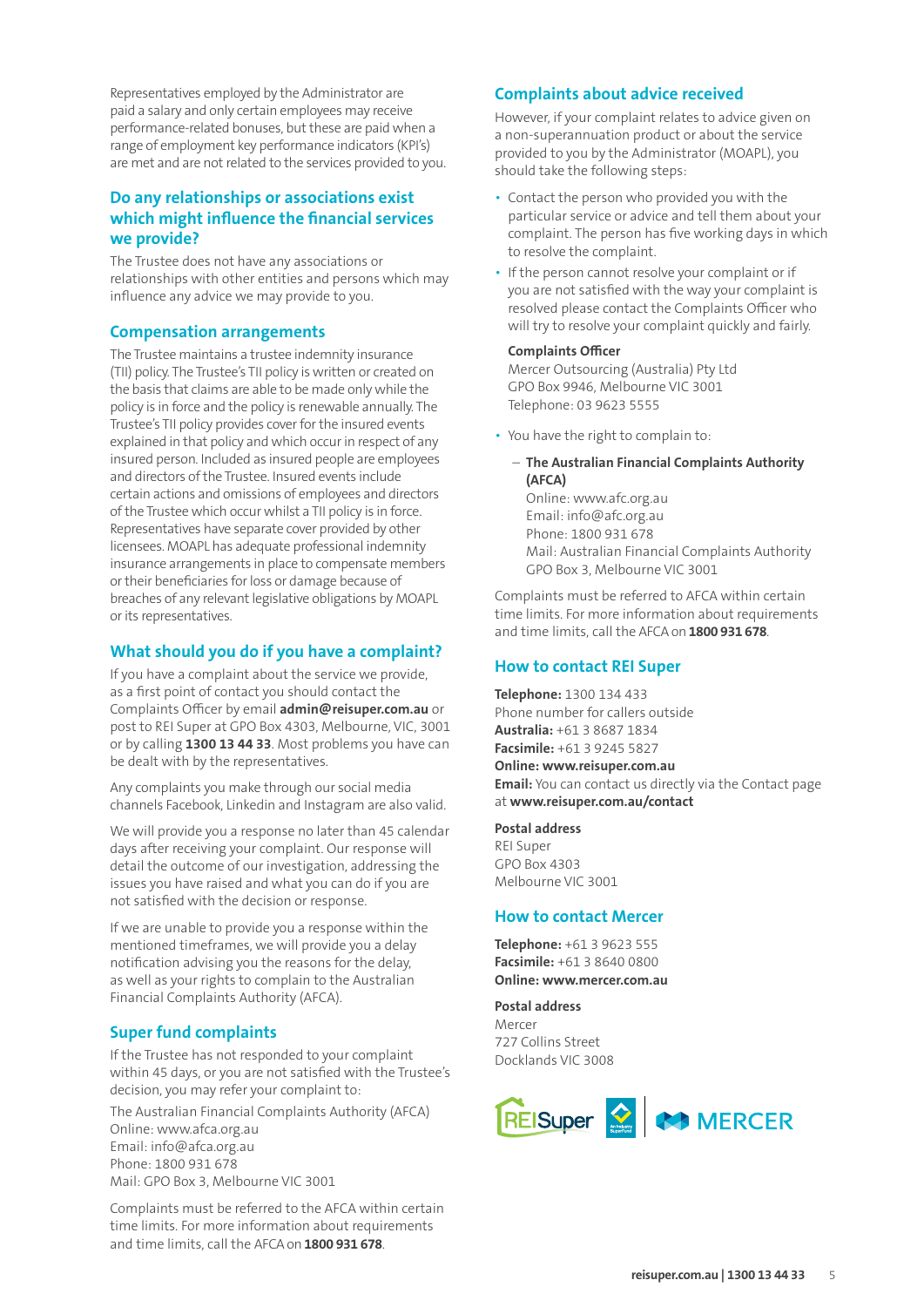Representatives employed by the Administrator are paid a salary and only certain employees may receive performance-related bonuses, but these are paid when a range of employment key performance indicators (KPI's) are met and are not related to the services provided to you.

## Do any relationships or associations exist which might influence the financial services we provide?

The Trustee does not have any associations or relationships with other entities and persons which may influence any advice we may provide to you.

## Compensation arrangements

The Trustee maintains a trustee indemnity insurance (TII) policy. The Trustee's TII policy is written or created on the basis that claims are able to be made only while the policy is in force and the policy is renewable annually. The Trustee's TII policy provides cover for the insured events explained in that policy and which occur in respect of any insured person. Included as insured people are employees and directors of the Trustee. Insured events include certain actions and omissions of employees and directors of the Trustee which occur whilst a TII policy is in force. Representatives have separate cover provided by other licensees. MOAPL has adequate professional indemnity insurance arrangements in place to compensate members or their beneficiaries for loss or damage because of breaches of any relevant legislative obligations by MOAPL or its representatives.

## What should you do if you have a complaint?

If you have a complaint about the service we provide, as a first point of contact you should contact the Complaints Officer by email **admin@reisuper.com.au** or post to REI Super at GPO Box 4303, Melbourne, VIC, 3001 or by calling **1300 13 44 33**. Most problems you have can be dealt with by the representatives.

Any complaints you make through our social media channels Facebook, Linkedin and Instagram are also valid.

We will provide you a response no later than 45 calendar days after receiving your complaint. Our response will detail the outcome of our investigation, addressing the issues you have raised and what you can do if you are not satisfied with the decision or response.

If we are unable to provide you a response within the mentioned timeframes, we will provide you a delay notification advising you the reasons for the delay, as well as your rights to complain to the Australian Financial Complaints Authority (AFCA).

## Super fund complaints

If the Trustee has not responded to your complaint within 45 days, or you are not satisfied with the Trustee's decision, you may refer your complaint to:

The Australian Financial Complaints Authority (AFCA)
Online: www.afca.org.au
Email: info@afca.org.au
Phone: 1800 931 678
Mail: GPO Box 3, Melbourne VIC 3001

Complaints must be referred to the AFCA within certain time limits. For more information about requirements and time limits, call the AFCA on **1800 931 678**.

## Complaints about advice received

However, if your complaint relates to advice given on a non-superannuation product or about the service provided to you by the Administrator (MOAPL), you should take the following steps:

- Contact the person who provided you with the particular service or advice and tell them about your complaint. The person has five working days in which to resolve the complaint.
- If the person cannot resolve your complaint or if you are not satisfied with the way your complaint is resolved please contact the Complaints Officer who will try to resolve your complaint quickly and fairly.

  **Complaints Officer**
  Mercer Outsourcing (Australia) Pty Ltd
  GPO Box 9946, Melbourne VIC 3001
  Telephone: 03 9623 5555

- You have the right to complain to:
  - **The Australian Financial Complaints Authority (AFCA)**
    Online: www.afc.org.au
    Email: info@afc.org.au
    Phone: 1800 931 678
    Mail: Australian Financial Complaints Authority GPO Box 3, Melbourne VIC 3001

Complaints must be referred to AFCA within certain time limits. For more information about requirements and time limits, call the AFCA on **1800 931 678**.

## How to contact REI Super

**Telephone:** 1300 134 433
Phone number for callers outside **Australia:** +61 3 8687 1834
**Facsimile:** +61 3 9245 5827
**Online: www.reisuper.com.au**
**Email:** You can contact us directly via the Contact page at **www.reisuper.com.au/contact**

**Postal address**
REI Super
GPO Box 4303
Melbourne VIC 3001

## How to contact Mercer

**Telephone:** +61 3 9623 555
**Facsimile:** +61 3 8640 0800
**Online: www.mercer.com.au**

**Postal address**
Mercer
727 Collins Street
Docklands VIC 3008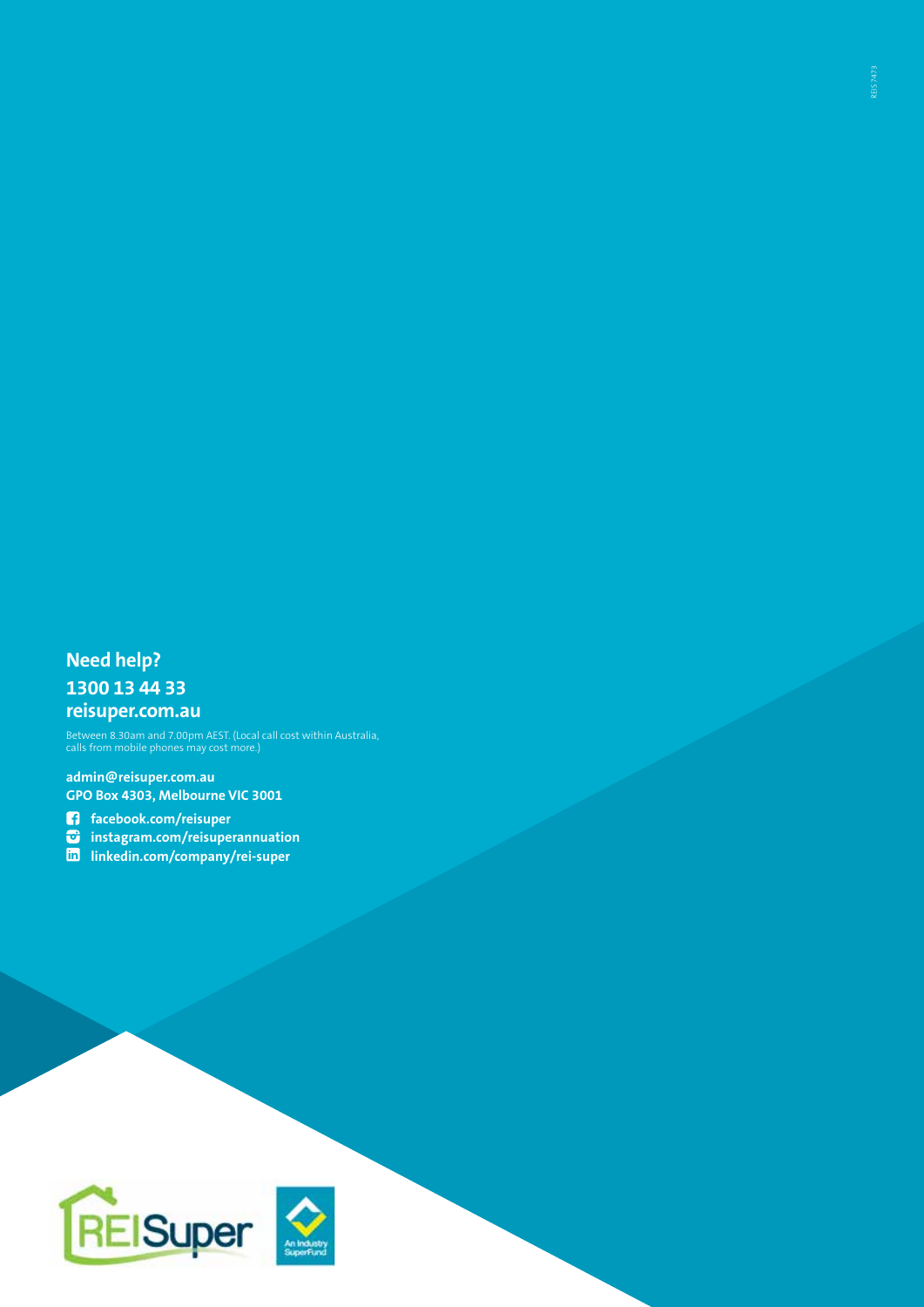**Need help?**

**1300 13 44 33**

**reisuper.com.au**

Between 8.30am and 7.00pm AEST. (Local call cost within Australia, calls from mobile phones may cost more.)

**admin@reisuper.com.au**

**GPO Box 4303, Melbourne VIC 3001**

**facebook.com/reisuper**

**instagram.com/reisuperannuation**

**linkedin.com/company/rei-super**

REIS 7473